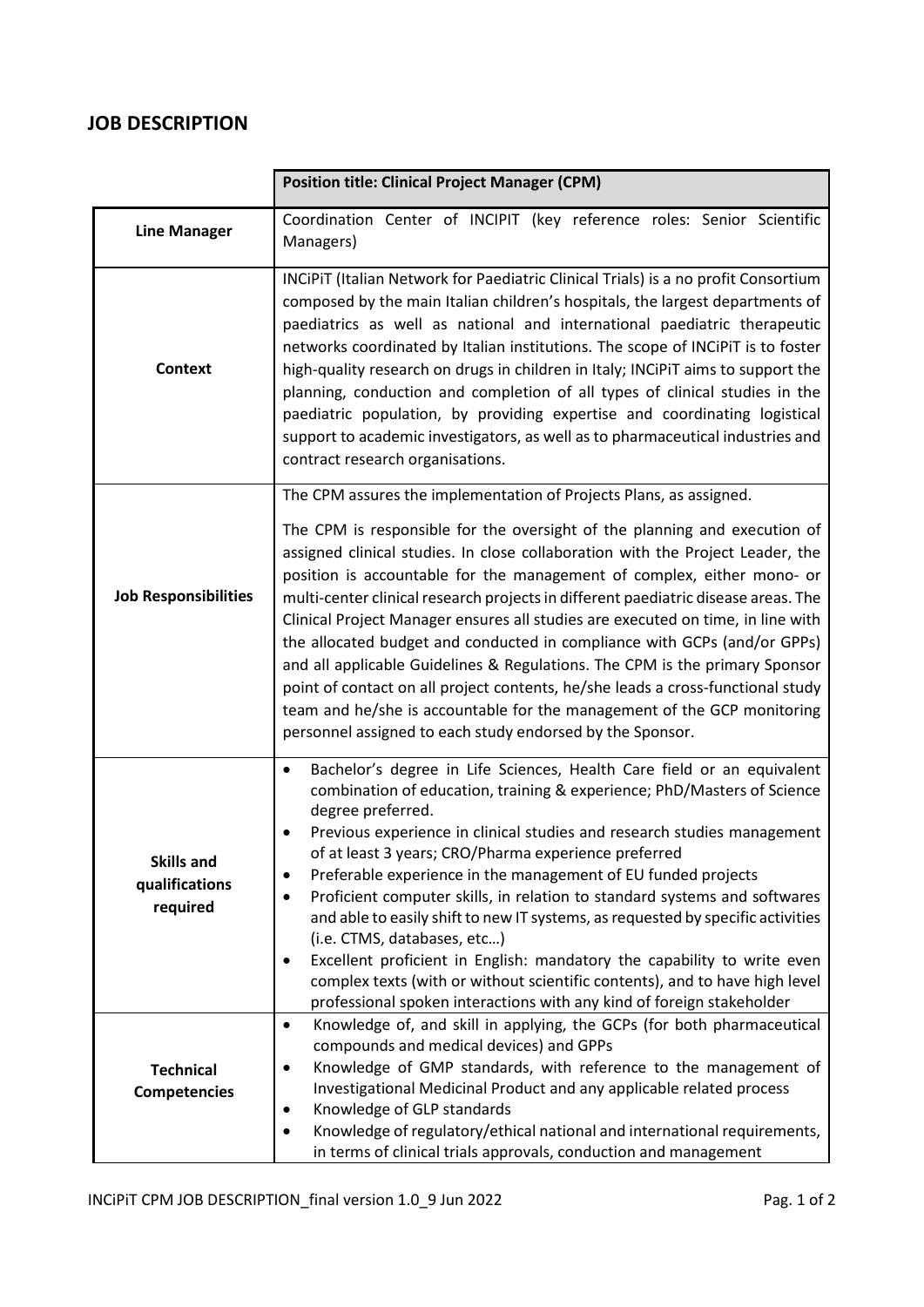## JOB DESCRIPTION

| | **Position title: Clinical Project Manager (CPM)** |
|---|---|
| **Line Manager** | Coordination Center of INCIPIT (key reference roles: Senior Scientific Managers) |
| **Context** | INCiPiT (Italian Network for Paediatric Clinical Trials) is a no profit Consortium composed by the main Italian children's hospitals, the largest departments of paediatrics as well as national and international paediatric therapeutic networks coordinated by Italian institutions. The scope of INCiPiT is to foster high-quality research on drugs in children in Italy; INCiPiT aims to support the planning, conduction and completion of all types of clinical studies in the paediatric population, by providing expertise and coordinating logistical support to academic investigators, as well as to pharmaceutical industries and contract research organisations. |
| **Job Responsibilities** | The CPM assures the implementation of Projects Plans, as assigned.<br><br>The CPM is responsible for the oversight of the planning and execution of assigned clinical studies. In close collaboration with the Project Leader, the position is accountable for the management of complex, either mono- or multi-center clinical research projects in different paediatric disease areas. The Clinical Project Manager ensures all studies are executed on time, in line with the allocated budget and conducted in compliance with GCPs (and/or GPPs) and all applicable Guidelines & Regulations. The CPM is the primary Sponsor point of contact on all project contents, he/she leads a cross-functional study team and he/she is accountable for the management of the GCP monitoring personnel assigned to each study endorsed by the Sponsor. |
| **Skills and qualifications required** | • Bachelor's degree in Life Sciences, Health Care field or an equivalent combination of education, training & experience; PhD/Masters of Science degree preferred.<br>• Previous experience in clinical studies and research studies management of at least 3 years; CRO/Pharma experience preferred<br>• Preferable experience in the management of EU funded projects<br>• Proficient computer skills, in relation to standard systems and softwares and able to easily shift to new IT systems, as requested by specific activities (i.e. CTMS, databases, etc…)<br>• Excellent proficient in English: mandatory the capability to write even complex texts (with or without scientific contents), and to have high level professional spoken interactions with any kind of foreign stakeholder |
| **Technical Competencies** | • Knowledge of, and skill in applying, the GCPs (for both pharmaceutical compounds and medical devices) and GPPs<br>• Knowledge of GMP standards, with reference to the management of Investigational Medicinal Product and any applicable related process<br>• Knowledge of GLP standards<br>• Knowledge of regulatory/ethical national and international requirements, in terms of clinical trials approvals, conduction and management |

INCiPiT CPM JOB DESCRIPTION_final version 1.0_9 Jun 2022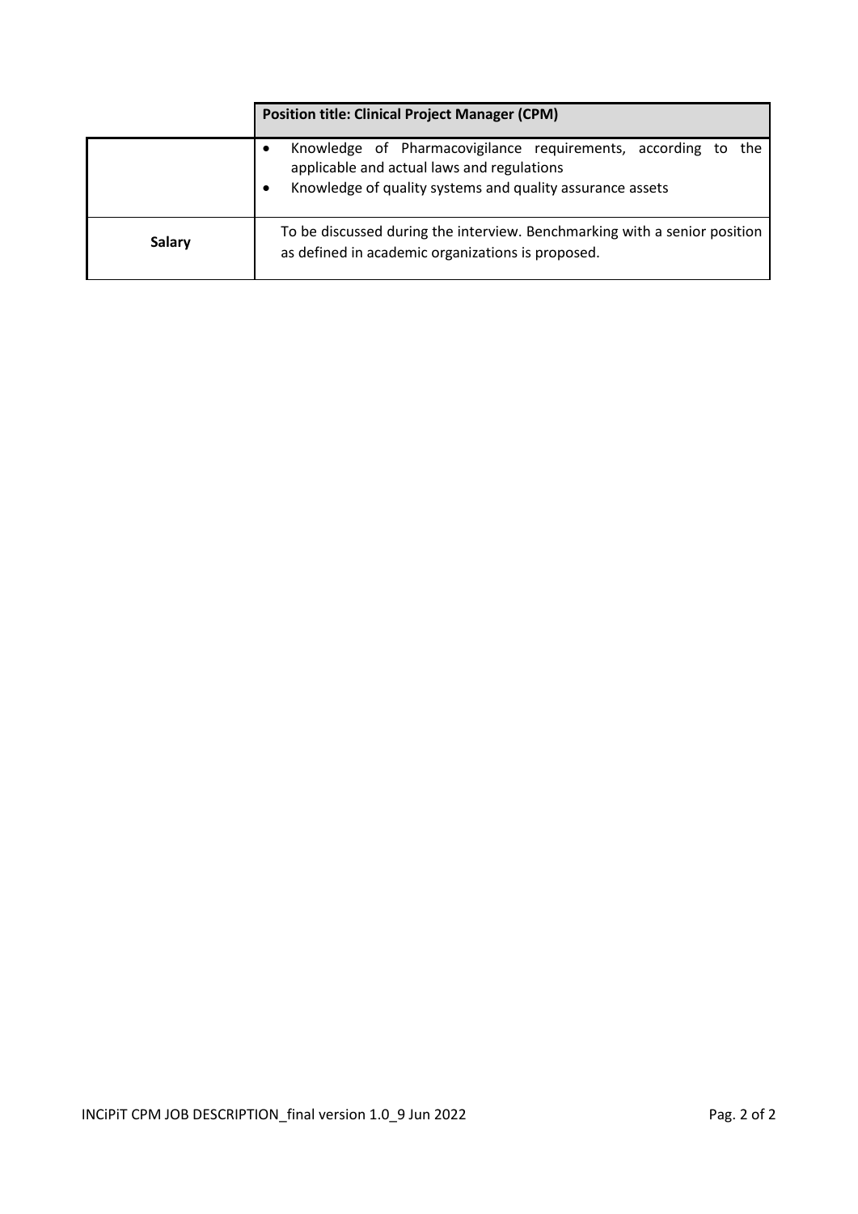| | Position title: Clinical Project Manager (CPM) |
|---|---|
| | • Knowledge of Pharmacovigilance requirements, according to the applicable and actual laws and regulations<br>• Knowledge of quality systems and quality assurance assets |
| **Salary** | To be discussed during the interview. Benchmarking with a senior position as defined in academic organizations is proposed. |